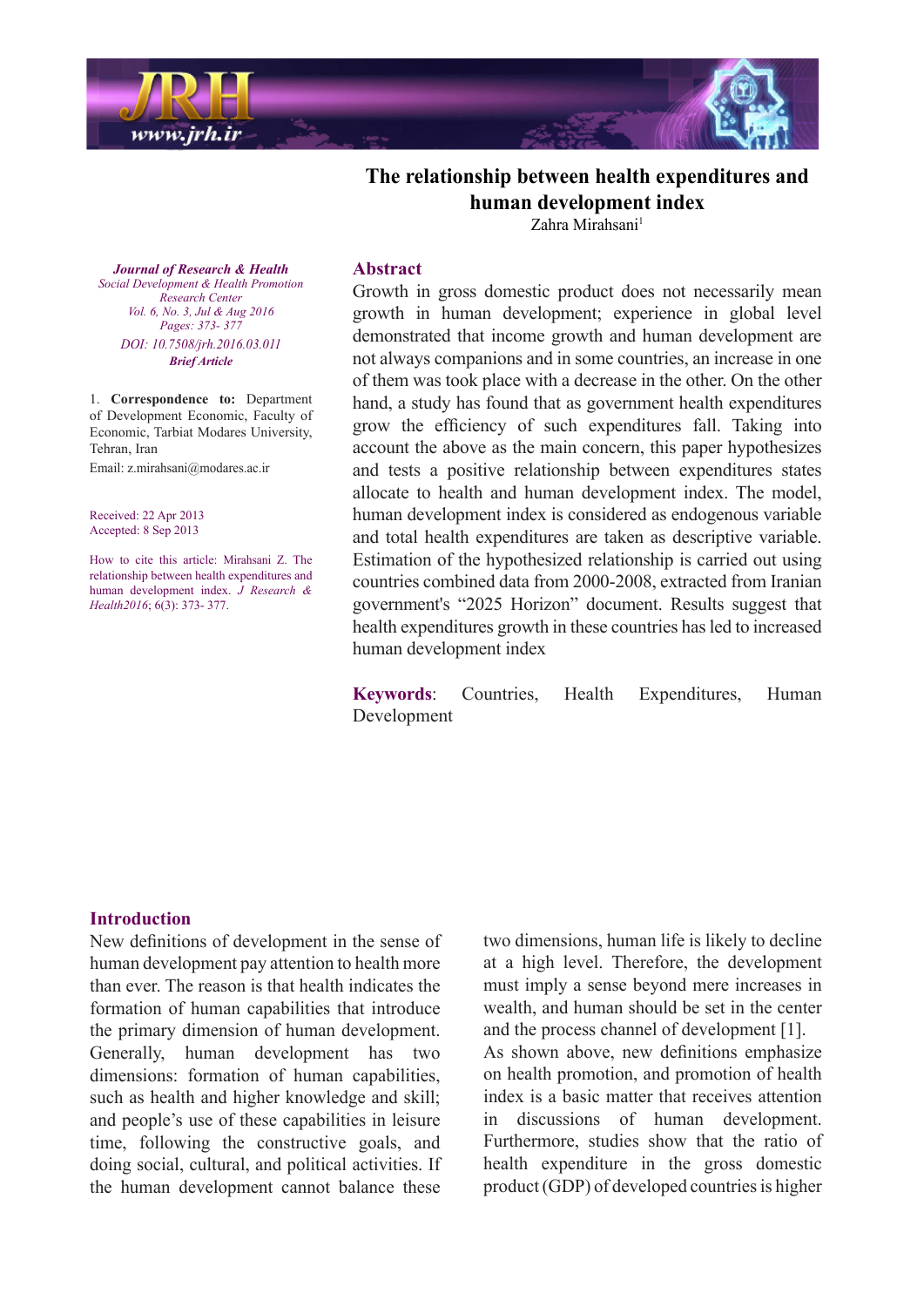# The relationship between health expenditures and human development index

Zahra Mirahsani[1]

*Journal of Research & Health*
*Social Development & Health Promotion Research Center*
*Vol. 6, No. 3, Jul & Aug 2016*
*Pages: 373- 377*
*DOI: 10.7508/jrh.2016.03.011*
***Brief Article***

1. **Correspondence to:** Department of Development Economic, Faculty of Economic, Tarbiat Modares University, Tehran, Iran
Email: z.mirahsani@modares.ac.ir

Received: 22 Apr 2013
Accepted: 8 Sep 2013

How to cite this article: Mirahsani Z. The relationship between health expenditures and human development index. *J Research & Health2016*; 6(3): 373- 377.

## Abstract

Growth in gross domestic product does not necessarily mean growth in human development; experience in global level demonstrated that income growth and human development are not always companions and in some countries, an increase in one of them was took place with a decrease in the other. On the other hand, a study has found that as government health expenditures grow the efficiency of such expenditures fall. Taking into account the above as the main concern, this paper hypothesizes and tests a positive relationship between expenditures states allocate to health and human development index. The model, human development index is considered as endogenous variable and total health expenditures are taken as descriptive variable. Estimation of the hypothesized relationship is carried out using countries combined data from 2000-2008, extracted from Iranian government's "2025 Horizon" document. Results suggest that health expenditures growth in these countries has led to increased human development index

**Keywords**: Countries, Health Expenditures, Human Development

## Introduction

New definitions of development in the sense of human development pay attention to health more than ever. The reason is that health indicates the formation of human capabilities that introduce the primary dimension of human development. Generally, human development has two dimensions: formation of human capabilities, such as health and higher knowledge and skill; and people's use of these capabilities in leisure time, following the constructive goals, and doing social, cultural, and political activities. If the human development cannot balance these two dimensions, human life is likely to decline at a high level. Therefore, the development must imply a sense beyond mere increases in wealth, and human should be set in the center and the process channel of development [1].

As shown above, new definitions emphasize on health promotion, and promotion of health index is a basic matter that receives attention in discussions of human development. Furthermore, studies show that the ratio of health expenditure in the gross domestic product (GDP) of developed countries is higher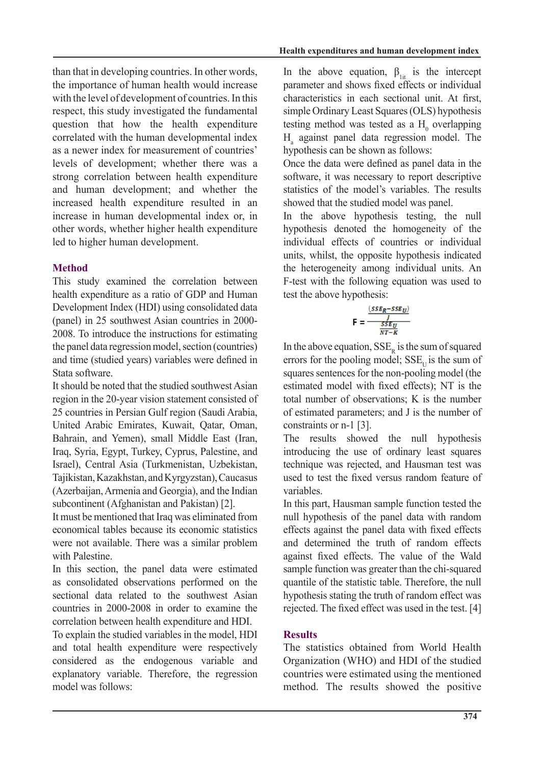than that in developing countries. In other words, the importance of human health would increase with the level of development of countries. In this respect, this study investigated the fundamental question that how the health expenditure correlated with the human developmental index as a newer index for measurement of countries' levels of development; whether there was a strong correlation between health expenditure and human development; and whether the increased health expenditure resulted in an increase in human developmental index or, in other words, whether higher health expenditure led to higher human development.

## Method

This study examined the correlation between health expenditure as a ratio of GDP and Human Development Index (HDI) using consolidated data (panel) in 25 southwest Asian countries in 2000-2008. To introduce the instructions for estimating the panel data regression model, section (countries) and time (studied years) variables were defined in Stata software.

It should be noted that the studied southwest Asian region in the 20-year vision statement consisted of 25 countries in Persian Gulf region (Saudi Arabia, United Arabic Emirates, Kuwait, Qatar, Oman, Bahrain, and Yemen), small Middle East (Iran, Iraq, Syria, Egypt, Turkey, Cyprus, Palestine, and Israel), Central Asia (Turkmenistan, Uzbekistan, Tajikistan, Kazakhstan, and Kyrgyzstan), Caucasus (Azerbaijan, Armenia and Georgia), and the Indian subcontinent (Afghanistan and Pakistan) [2].

It must be mentioned that Iraq was eliminated from economical tables because its economic statistics were not available. There was a similar problem with Palestine.

In this section, the panel data were estimated as consolidated observations performed on the sectional data related to the southwest Asian countries in 2000-2008 in order to examine the correlation between health expenditure and HDI.

To explain the studied variables in the model, HDI and total health expenditure were respectively considered as the endogenous variable and explanatory variable. Therefore, the regression model was follows:

In the above equation, $\beta_{1it}$ is the intercept parameter and shows fixed effects or individual characteristics in each sectional unit. At first, simple Ordinary Least Squares (OLS) hypothesis testing method was tested as a $H_0$ overlapping $H_a$ against panel data regression model. The hypothesis can be shown as follows:

Once the data were defined as panel data in the software, it was necessary to report descriptive statistics of the model's variables. The results showed that the studied model was panel.

In the above hypothesis testing, the null hypothesis denoted the homogeneity of the individual effects of countries or individual units, whilst, the opposite hypothesis indicated the heterogeneity among individual units. An F-test with the following equation was used to test the above hypothesis:

$$F = \frac{\frac{(SSE_R - SSE_U)}{J}}{\frac{SSE_U}{NT-K}}$$

In the above equation, $SSE_R$ is the sum of squared errors for the pooling model; $SSE_U$ is the sum of squares sentences for the non-pooling model (the estimated model with fixed effects); NT is the total number of observations; K is the number of estimated parameters; and J is the number of constraints or n-1 [3].

The results showed the null hypothesis introducing the use of ordinary least squares technique was rejected, and Hausman test was used to test the fixed versus random feature of variables.

In this part, Hausman sample function tested the null hypothesis of the panel data with random effects against the panel data with fixed effects and determined the truth of random effects against fixed effects. The value of the Wald sample function was greater than the chi-squared quantile of the statistic table. Therefore, the null hypothesis stating the truth of random effect was rejected. The fixed effect was used in the test. [4]

## Results

The statistics obtained from World Health Organization (WHO) and HDI of the studied countries were estimated using the mentioned method. The results showed the positive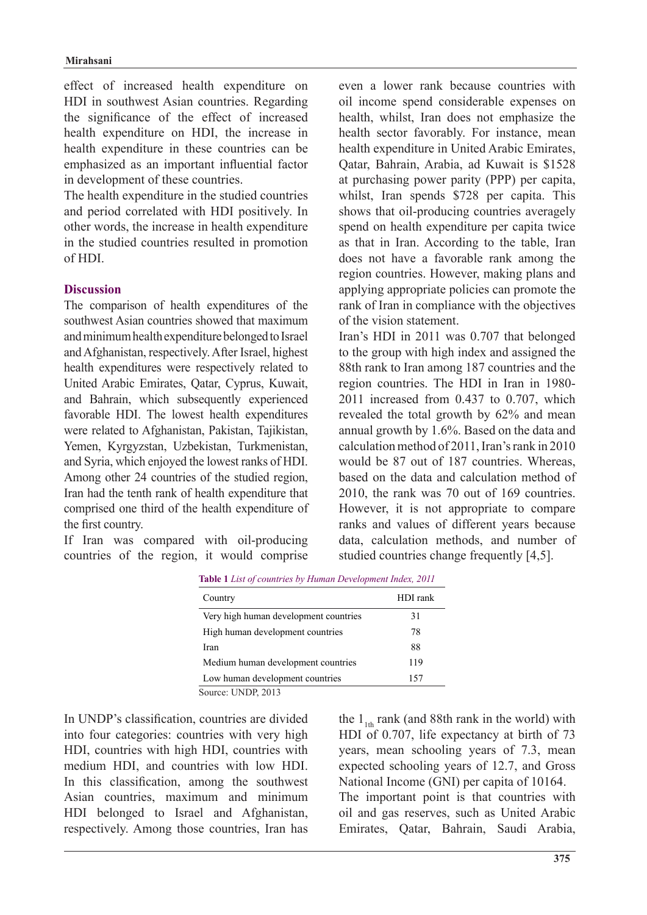effect of increased health expenditure on HDI in southwest Asian countries. Regarding the significance of the effect of increased health expenditure on HDI, the increase in health expenditure in these countries can be emphasized as an important influential factor in development of these countries.

The health expenditure in the studied countries and period correlated with HDI positively. In other words, the increase in health expenditure in the studied countries resulted in promotion of HDI.

## Discussion

The comparison of health expenditures of the southwest Asian countries showed that maximum and minimum health expenditure belonged to Israel and Afghanistan, respectively. After Israel, highest health expenditures were respectively related to United Arabic Emirates, Qatar, Cyprus, Kuwait, and Bahrain, which subsequently experienced favorable HDI. The lowest health expenditures were related to Afghanistan, Pakistan, Tajikistan, Yemen, Kyrgyzstan, Uzbekistan, Turkmenistan, and Syria, which enjoyed the lowest ranks of HDI. Among other 24 countries of the studied region, Iran had the tenth rank of health expenditure that comprised one third of the health expenditure of the first country.

If Iran was compared with oil-producing countries of the region, it would comprise even a lower rank because countries with oil income spend considerable expenses on health, whilst, Iran does not emphasize the health sector favorably. For instance, mean health expenditure in United Arabic Emirates, Qatar, Bahrain, Arabia, ad Kuwait is $1528 at purchasing power parity (PPP) per capita, whilst, Iran spends $728 per capita. This shows that oil-producing countries averagely spend on health expenditure per capita twice as that in Iran. According to the table, Iran does not have a favorable rank among the region countries. However, making plans and applying appropriate policies can promote the rank of Iran in compliance with the objectives of the vision statement.

Iran's HDI in 2011 was 0.707 that belonged to the group with high index and assigned the 88th rank to Iran among 187 countries and the region countries. The HDI in Iran in 1980-2011 increased from 0.437 to 0.707, which revealed the total growth by 62% and mean annual growth by 1.6%. Based on the data and calculation method of 2011, Iran's rank in 2010 would be 87 out of 187 countries. Whereas, based on the data and calculation method of 2010, the rank was 70 out of 169 countries. However, it is not appropriate to compare ranks and values of different years because data, calculation methods, and number of studied countries change frequently [4,5].

**Table 1** *List of countries by Human Development Index, 2011*

| Country | HDI rank |
|---|---|
| Very high human development countries | 31 |
| High human development countries | 78 |
| Iran | 88 |
| Medium human development countries | 119 |
| Low human development countries | 157 |

Source: UNDP, 2013

In UNDP's classification, countries are divided into four categories: countries with very high HDI, countries with high HDI, countries with medium HDI, and countries with low HDI. In this classification, among the southwest Asian countries, maximum and minimum HDI belonged to Israel and Afghanistan, respectively. Among those countries, Iran has the $1_{1th}$ rank (and 88th rank in the world) with HDI of 0.707, life expectancy at birth of 73 years, mean schooling years of 7.3, mean expected schooling years of 12.7, and Gross National Income (GNI) per capita of 10164.

The important point is that countries with oil and gas reserves, such as United Arabic Emirates, Qatar, Bahrain, Saudi Arabia,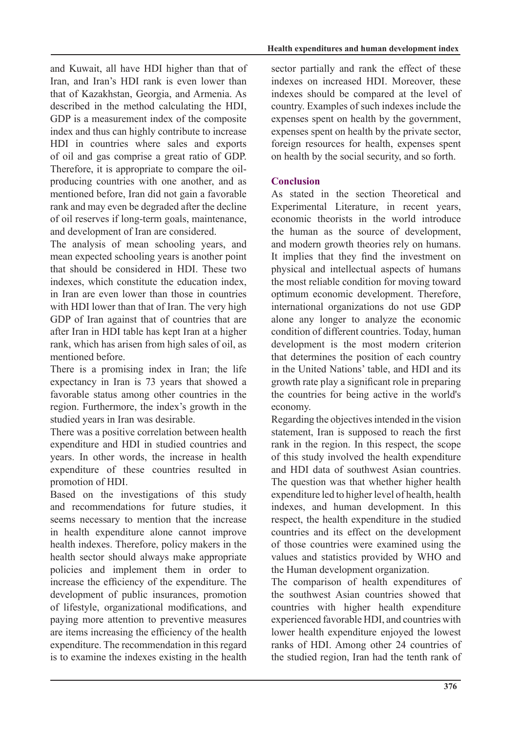and Kuwait, all have HDI higher than that of Iran, and Iran's HDI rank is even lower than that of Kazakhstan, Georgia, and Armenia. As described in the method calculating the HDI, GDP is a measurement index of the composite index and thus can highly contribute to increase HDI in countries where sales and exports of oil and gas comprise a great ratio of GDP. Therefore, it is appropriate to compare the oil-producing countries with one another, and as mentioned before, Iran did not gain a favorable rank and may even be degraded after the decline of oil reserves if long-term goals, maintenance, and development of Iran are considered.

The analysis of mean schooling years, and mean expected schooling years is another point that should be considered in HDI. These two indexes, which constitute the education index, in Iran are even lower than those in countries with HDI lower than that of Iran. The very high GDP of Iran against that of countries that are after Iran in HDI table has kept Iran at a higher rank, which has arisen from high sales of oil, as mentioned before.

There is a promising index in Iran; the life expectancy in Iran is 73 years that showed a favorable status among other countries in the region. Furthermore, the index's growth in the studied years in Iran was desirable.

There was a positive correlation between health expenditure and HDI in studied countries and years. In other words, the increase in health expenditure of these countries resulted in promotion of HDI.

Based on the investigations of this study and recommendations for future studies, it seems necessary to mention that the increase in health expenditure alone cannot improve health indexes. Therefore, policy makers in the health sector should always make appropriate policies and implement them in order to increase the efficiency of the expenditure. The development of public insurances, promotion of lifestyle, organizational modifications, and paying more attention to preventive measures are items increasing the efficiency of the health expenditure. The recommendation in this regard is to examine the indexes existing in the health sector partially and rank the effect of these indexes on increased HDI. Moreover, these indexes should be compared at the level of country. Examples of such indexes include the expenses spent on health by the government, expenses spent on health by the private sector, foreign resources for health, expenses spent on health by the social security, and so forth.

## Conclusion

As stated in the section Theoretical and Experimental Literature, in recent years, economic theorists in the world introduce the human as the source of development, and modern growth theories rely on humans. It implies that they find the investment on physical and intellectual aspects of humans the most reliable condition for moving toward optimum economic development. Therefore, international organizations do not use GDP alone any longer to analyze the economic condition of different countries. Today, human development is the most modern criterion that determines the position of each country in the United Nations' table, and HDI and its growth rate play a significant role in preparing the countries for being active in the world's economy.

Regarding the objectives intended in the vision statement, Iran is supposed to reach the first rank in the region. In this respect, the scope of this study involved the health expenditure and HDI data of southwest Asian countries. The question was that whether higher health expenditure led to higher level of health, health indexes, and human development. In this respect, the health expenditure in the studied countries and its effect on the development of those countries were examined using the values and statistics provided by WHO and the Human development organization.

The comparison of health expenditures of the southwest Asian countries showed that countries with higher health expenditure experienced favorable HDI, and countries with lower health expenditure enjoyed the lowest ranks of HDI. Among other 24 countries of the studied region, Iran had the tenth rank of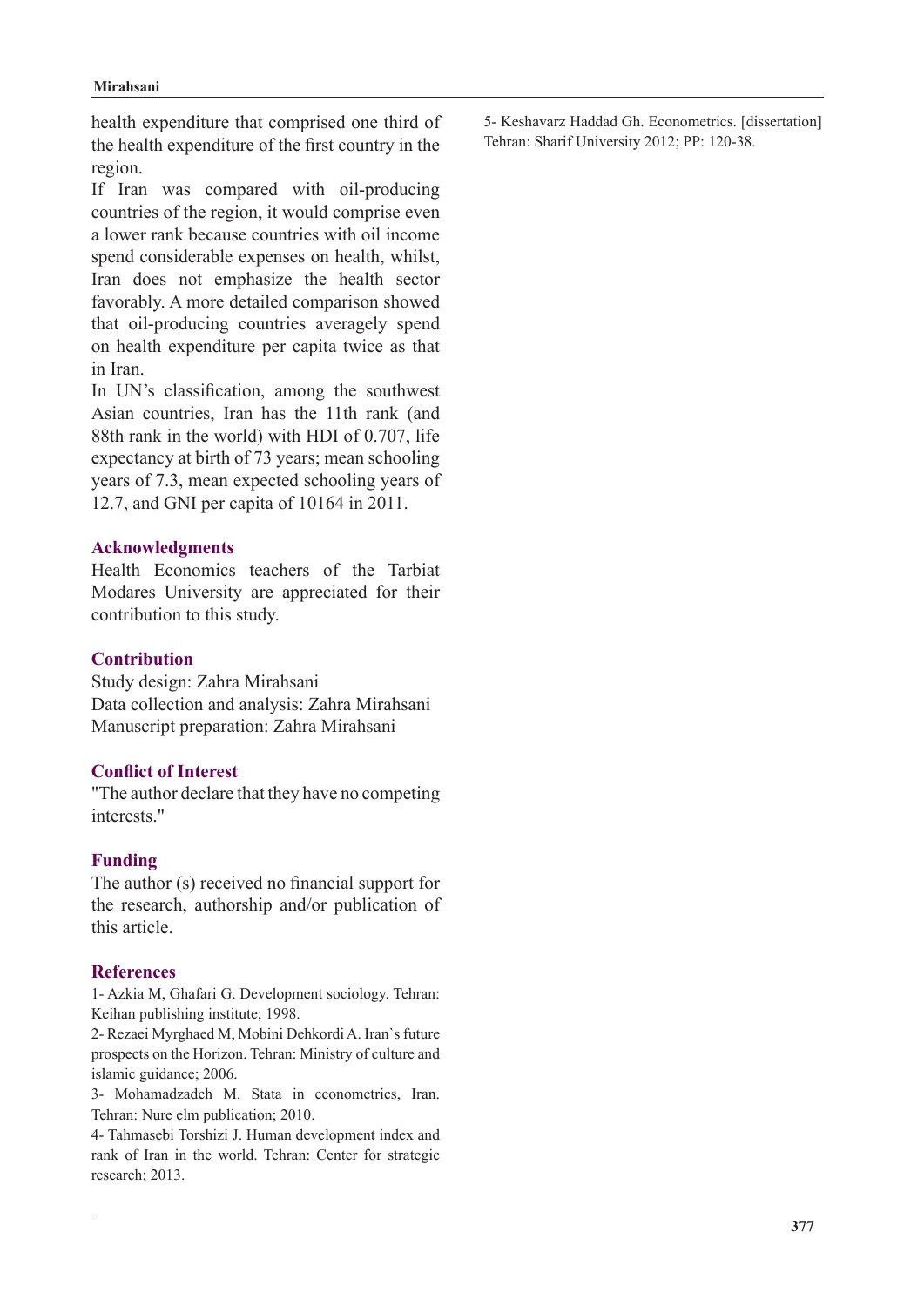health expenditure that comprised one third of the health expenditure of the first country in the region.

If Iran was compared with oil-producing countries of the region, it would comprise even a lower rank because countries with oil income spend considerable expenses on health, whilst, Iran does not emphasize the health sector favorably. A more detailed comparison showed that oil-producing countries averagely spend on health expenditure per capita twice as that in Iran.

In UN's classification, among the southwest Asian countries, Iran has the 11th rank (and 88th rank in the world) with HDI of 0.707, life expectancy at birth of 73 years; mean schooling years of 7.3, mean expected schooling years of 12.7, and GNI per capita of 10164 in 2011.

## Acknowledgments

Health Economics teachers of the Tarbiat Modares University are appreciated for their contribution to this study.

## Contribution

Study design: Zahra Mirahsani
Data collection and analysis: Zahra Mirahsani
Manuscript preparation: Zahra Mirahsani

## Conflict of Interest

"The author declare that they have no competing interests."

## Funding

The author (s) received no financial support for the research, authorship and/or publication of this article.

## References

1- Azkia M, Ghafari G. Development sociology. Tehran: Keihan publishing institute; 1998.

2- Rezaei Myrghaed M, Mobini Dehkordi A. Iran`s future prospects on the Horizon. Tehran: Ministry of culture and islamic guidance; 2006.

3- Mohamadzadeh M. Stata in econometrics, Iran. Tehran: Nure elm publication; 2010.

4- Tahmasebi Torshizi J. Human development index and rank of Iran in the world. Tehran: Center for strategic research; 2013.

5- Keshavarz Haddad Gh. Econometrics. [dissertation] Tehran: Sharif University 2012; PP: 120-38.